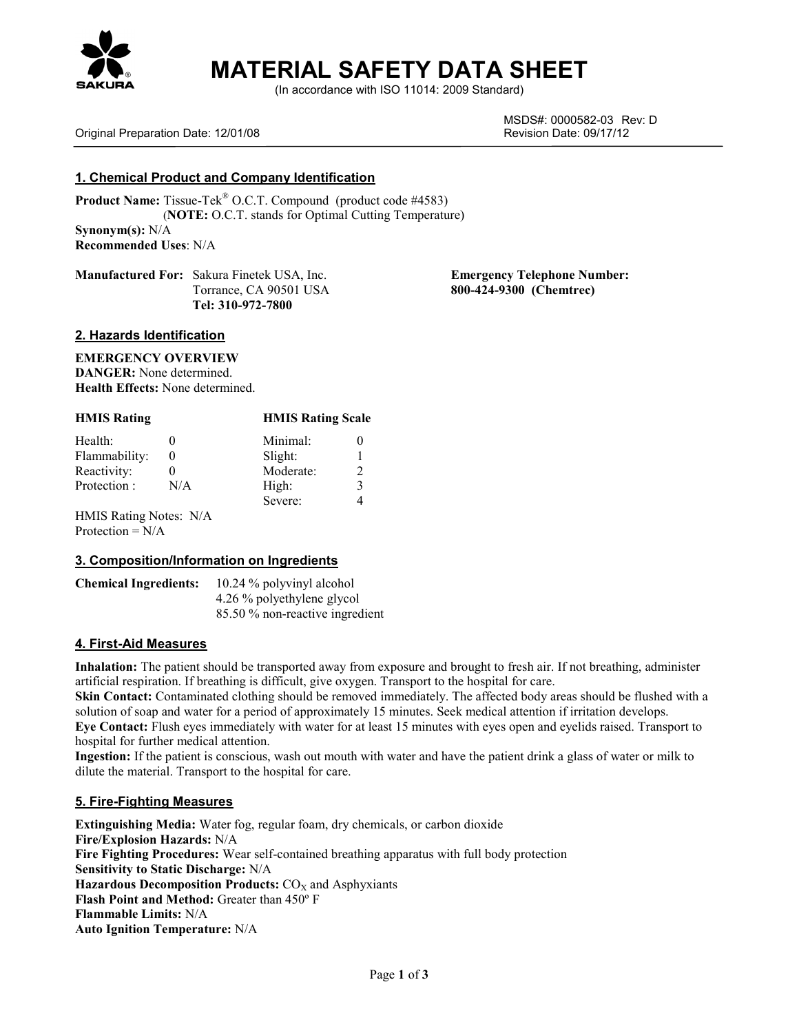# MATERIAL SAFETY DATA SHEET

(In accordance with ISO 11014: 2009 Standard)

Original Preparation Date: 12/01/08

MSDS#: 0000582-03 Rev: D
Revision Date: 09/17/12

## 1. Chemical Product and Company Identification

**Product Name:** Tissue-Tek® O.C.T. Compound (product code #4583)
(**NOTE:** O.C.T. stands for Optimal Cutting Temperature)

**Synonym(s):** N/A

**Recommended Uses**: N/A

**Manufactured For:** Sakura Finetek USA, Inc.
Torrance, CA 90501 USA
**Tel: 310-972-7800**

**Emergency Telephone Number:**
**800-424-9300 (Chemtrec)**

## 2. Hazards Identification

**EMERGENCY OVERVIEW**

**DANGER:** None determined.

**Health Effects:** None determined.

| HMIS Rating | | HMIS Rating Scale | |
|---|---|---|---|
| Health: | 0 | Minimal: | 0 |
| Flammability: | 0 | Slight: | 1 |
| Reactivity: | 0 | Moderate: | 2 |
| Protection : | N/A | High: | 3 |
| | | Severe: | 4 |

HMIS Rating Notes: N/A
Protection = N/A

## 3. Composition/Information on Ingredients

**Chemical Ingredients:**
10.24 % polyvinyl alcohol
4.26 % polyethylene glycol
85.50 % non-reactive ingredient

## 4. First-Aid Measures

**Inhalation:** The patient should be transported away from exposure and brought to fresh air. If not breathing, administer artificial respiration. If breathing is difficult, give oxygen. Transport to the hospital for care.

**Skin Contact:** Contaminated clothing should be removed immediately. The affected body areas should be flushed with a solution of soap and water for a period of approximately 15 minutes. Seek medical attention if irritation develops.

**Eye Contact:** Flush eyes immediately with water for at least 15 minutes with eyes open and eyelids raised. Transport to hospital for further medical attention.

**Ingestion:** If the patient is conscious, wash out mouth with water and have the patient drink a glass of water or milk to dilute the material. Transport to the hospital for care.

## 5. Fire-Fighting Measures

**Extinguishing Media:** Water fog, regular foam, dry chemicals, or carbon dioxide

**Fire/Explosion Hazards:** N/A

**Fire Fighting Procedures:** Wear self-contained breathing apparatus with full body protection

**Sensitivity to Static Discharge:** N/A

**Hazardous Decomposition Products:** $CO_X$ and Asphyxiants

**Flash Point and Method:** Greater than 450º F

**Flammable Limits:** N/A

**Auto Ignition Temperature:** N/A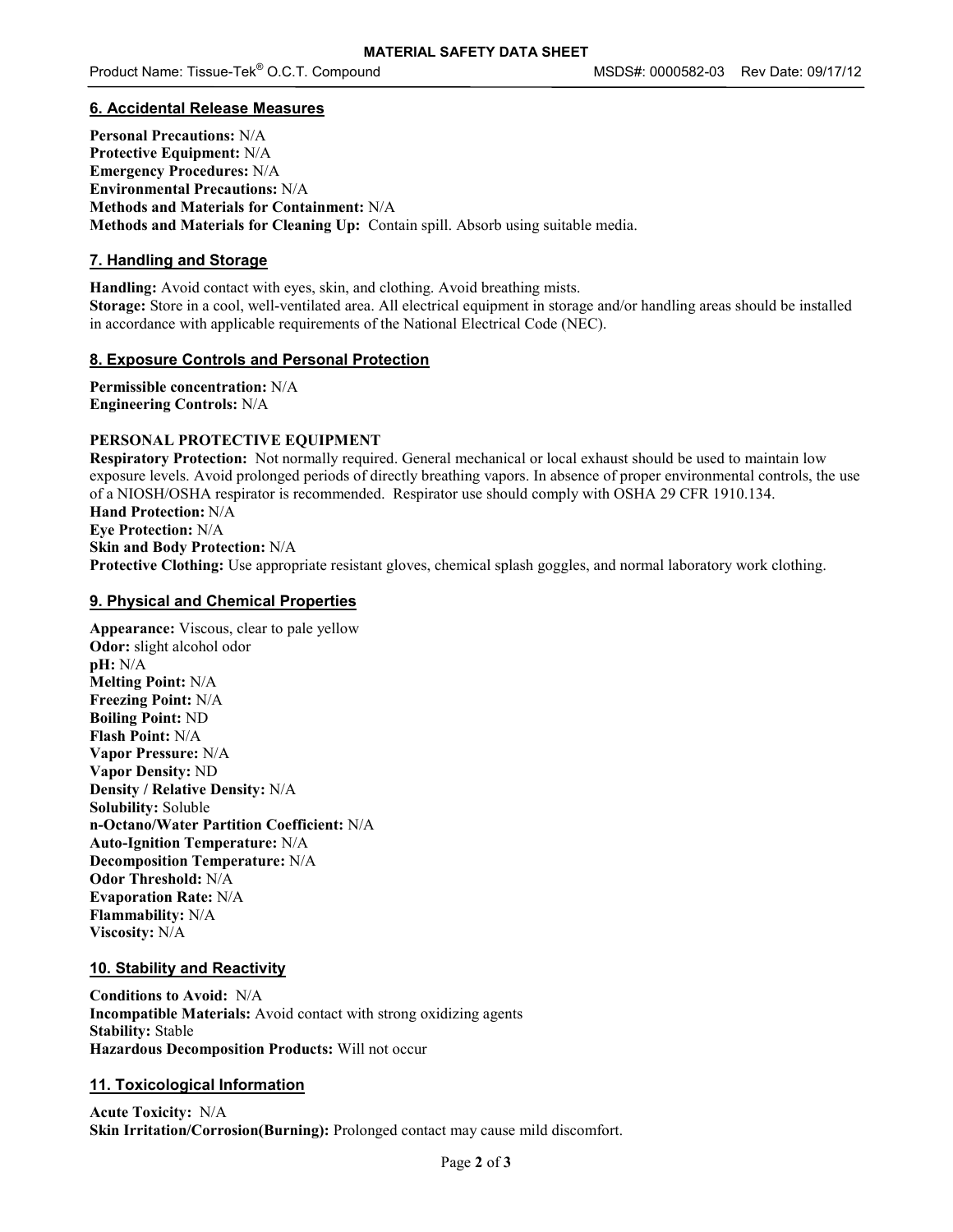## 6. Accidental Release Measures

**Personal Precautions:** N/A
**Protective Equipment:** N/A
**Emergency Procedures:** N/A
**Environmental Precautions:** N/A
**Methods and Materials for Containment:** N/A
**Methods and Materials for Cleaning Up:** Contain spill. Absorb using suitable media.

## 7. Handling and Storage

**Handling:** Avoid contact with eyes, skin, and clothing. Avoid breathing mists.
**Storage:** Store in a cool, well-ventilated area. All electrical equipment in storage and/or handling areas should be installed in accordance with applicable requirements of the National Electrical Code (NEC).

## 8. Exposure Controls and Personal Protection

**Permissible concentration:** N/A
**Engineering Controls:** N/A

**PERSONAL PROTECTIVE EQUIPMENT**
**Respiratory Protection:** Not normally required. General mechanical or local exhaust should be used to maintain low exposure levels. Avoid prolonged periods of directly breathing vapors. In absence of proper environmental controls, the use of a NIOSH/OSHA respirator is recommended. Respirator use should comply with OSHA 29 CFR 1910.134.
**Hand Protection:** N/A
**Eye Protection:** N/A
**Skin and Body Protection:** N/A
**Protective Clothing:** Use appropriate resistant gloves, chemical splash goggles, and normal laboratory work clothing.

## 9. Physical and Chemical Properties

**Appearance:** Viscous, clear to pale yellow
**Odor:** slight alcohol odor
**pH:** N/A
**Melting Point:** N/A
**Freezing Point:** N/A
**Boiling Point:** ND
**Flash Point:** N/A
**Vapor Pressure:** N/A
**Vapor Density:** ND
**Density / Relative Density:** N/A
**Solubility:** Soluble
**n-Octano/Water Partition Coefficient:** N/A
**Auto-Ignition Temperature:** N/A
**Decomposition Temperature:** N/A
**Odor Threshold:** N/A
**Evaporation Rate:** N/A
**Flammability:** N/A
**Viscosity:** N/A

## 10. Stability and Reactivity

**Conditions to Avoid:** N/A
**Incompatible Materials:** Avoid contact with strong oxidizing agents
**Stability:** Stable
**Hazardous Decomposition Products:** Will not occur

## 11. Toxicological Information

**Acute Toxicity:** N/A
**Skin Irritation/Corrosion(Burning):** Prolonged contact may cause mild discomfort.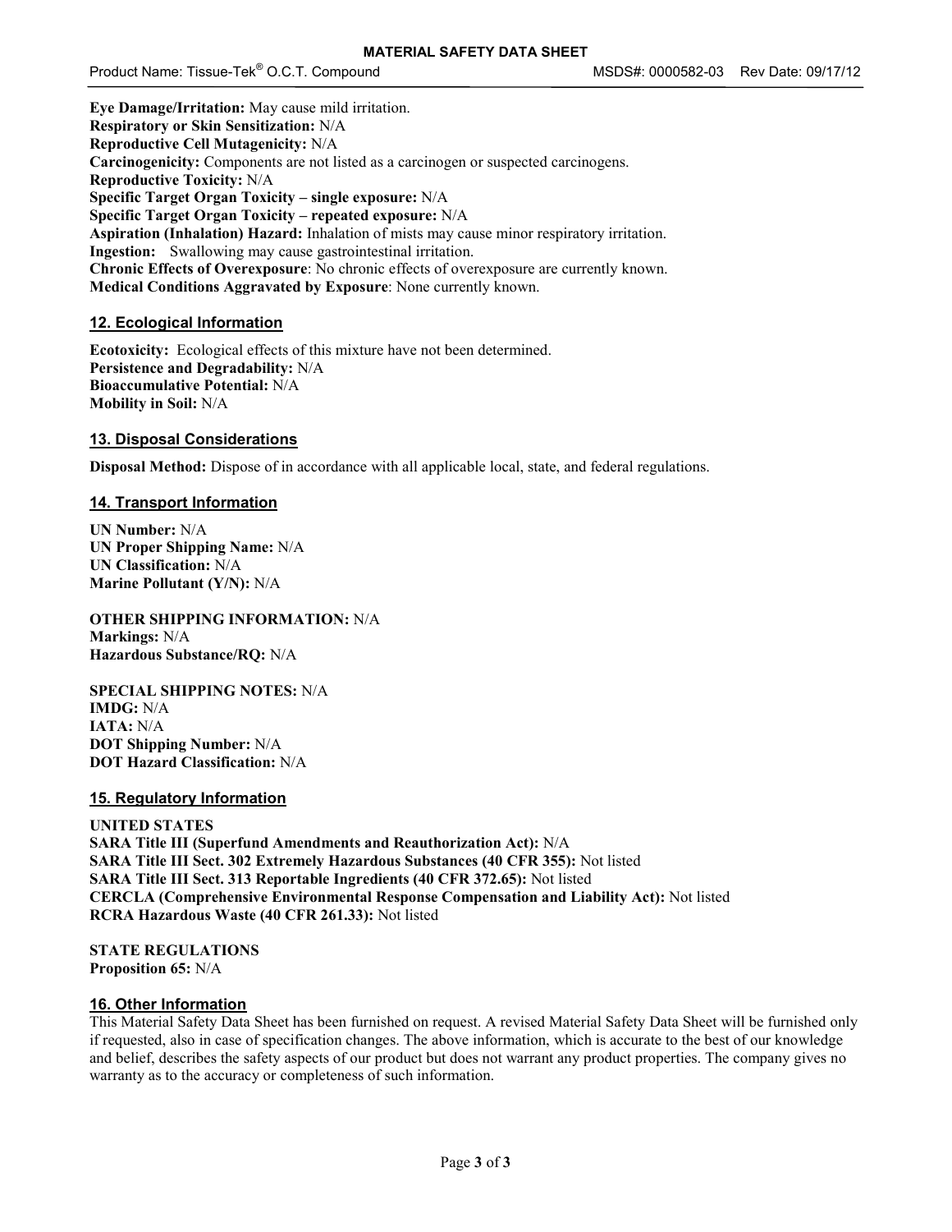**Eye Damage/Irritation:** May cause mild irritation.
**Respiratory or Skin Sensitization:** N/A
**Reproductive Cell Mutagenicity:** N/A
**Carcinogenicity:** Components are not listed as a carcinogen or suspected carcinogens.
**Reproductive Toxicity:** N/A
**Specific Target Organ Toxicity – single exposure:** N/A
**Specific Target Organ Toxicity – repeated exposure:** N/A
**Aspiration (Inhalation) Hazard:** Inhalation of mists may cause minor respiratory irritation.
**Ingestion:** Swallowing may cause gastrointestinal irritation.
**Chronic Effects of Overexposure**: No chronic effects of overexposure are currently known.
**Medical Conditions Aggravated by Exposure**: None currently known.

## 12. Ecological Information

**Ecotoxicity:** Ecological effects of this mixture have not been determined.
**Persistence and Degradability:** N/A
**Bioaccumulative Potential:** N/A
**Mobility in Soil:** N/A

## 13. Disposal Considerations

**Disposal Method:** Dispose of in accordance with all applicable local, state, and federal regulations.

## 14. Transport Information

**UN Number:** N/A
**UN Proper Shipping Name:** N/A
**UN Classification:** N/A
**Marine Pollutant (Y/N):** N/A

**OTHER SHIPPING INFORMATION:** N/A
**Markings:** N/A
**Hazardous Substance/RQ:** N/A

**SPECIAL SHIPPING NOTES:** N/A
**IMDG:** N/A
**IATA:** N/A
**DOT Shipping Number:** N/A
**DOT Hazard Classification:** N/A

## 15. Regulatory Information

**UNITED STATES**
**SARA Title III (Superfund Amendments and Reauthorization Act):** N/A
**SARA Title III Sect. 302 Extremely Hazardous Substances (40 CFR 355):** Not listed
**SARA Title III Sect. 313 Reportable Ingredients (40 CFR 372.65):** Not listed
**CERCLA (Comprehensive Environmental Response Compensation and Liability Act):** Not listed
**RCRA Hazardous Waste (40 CFR 261.33):** Not listed

**STATE REGULATIONS**
**Proposition 65:** N/A

## 16. Other Information

This Material Safety Data Sheet has been furnished on request. A revised Material Safety Data Sheet will be furnished only if requested, also in case of specification changes. The above information, which is accurate to the best of our knowledge and belief, describes the safety aspects of our product but does not warrant any product properties. The company gives no warranty as to the accuracy or completeness of such information.